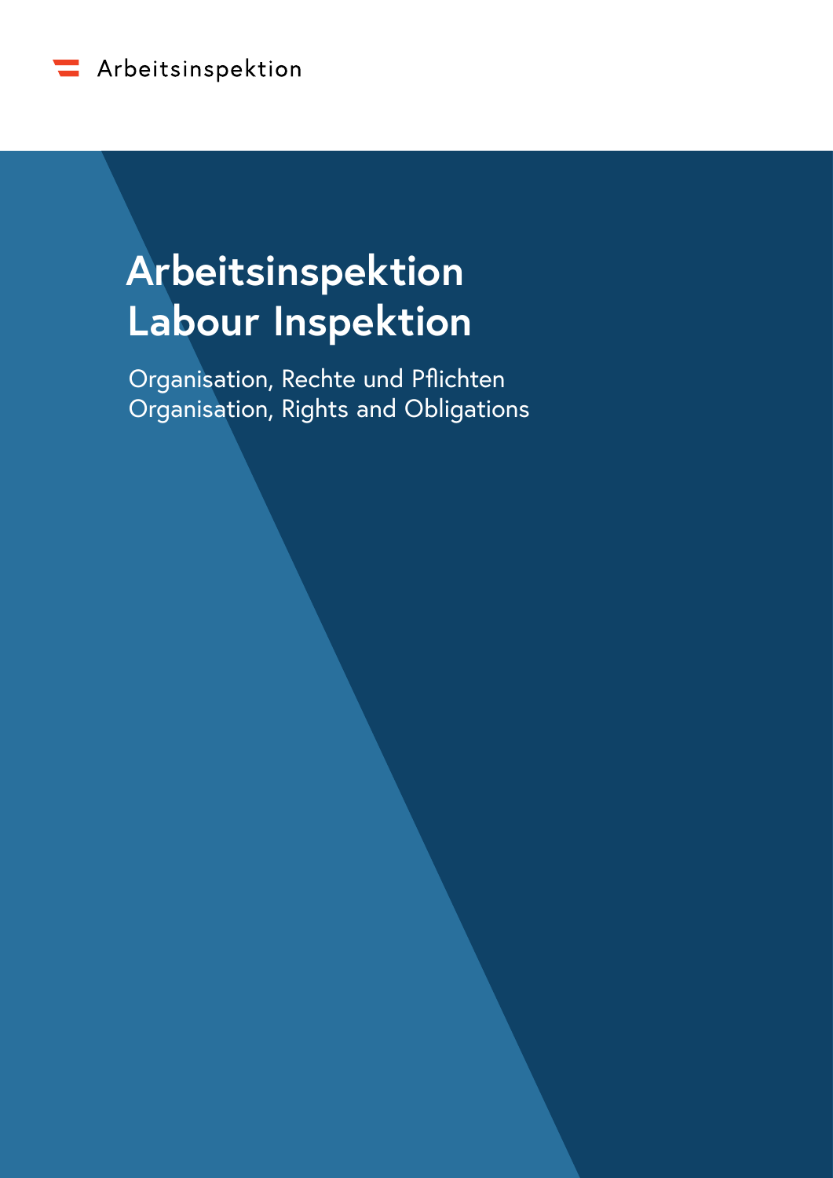Arbeitsinspektion

# Arbeitsinspektion
# Labour Inspektion

Organisation, Rechte und Pflichten
Organisation, Rights and Obligations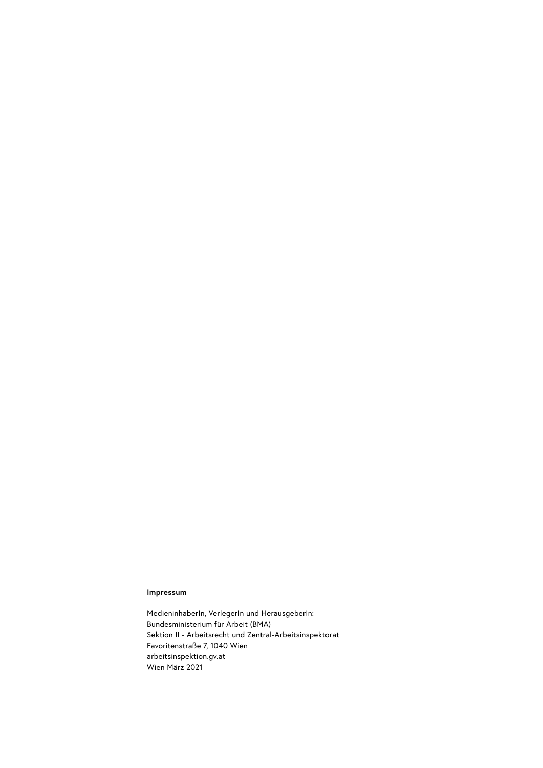**Impressum**

MedieninhaberIn, VerlegerIn und HerausgeberIn:
Bundesministerium für Arbeit (BMA)
Sektion II - Arbeitsrecht und Zentral-Arbeitsinspektorat
Favoritenstraße 7, 1040 Wien
arbeitsinspektion.gv.at
Wien März 2021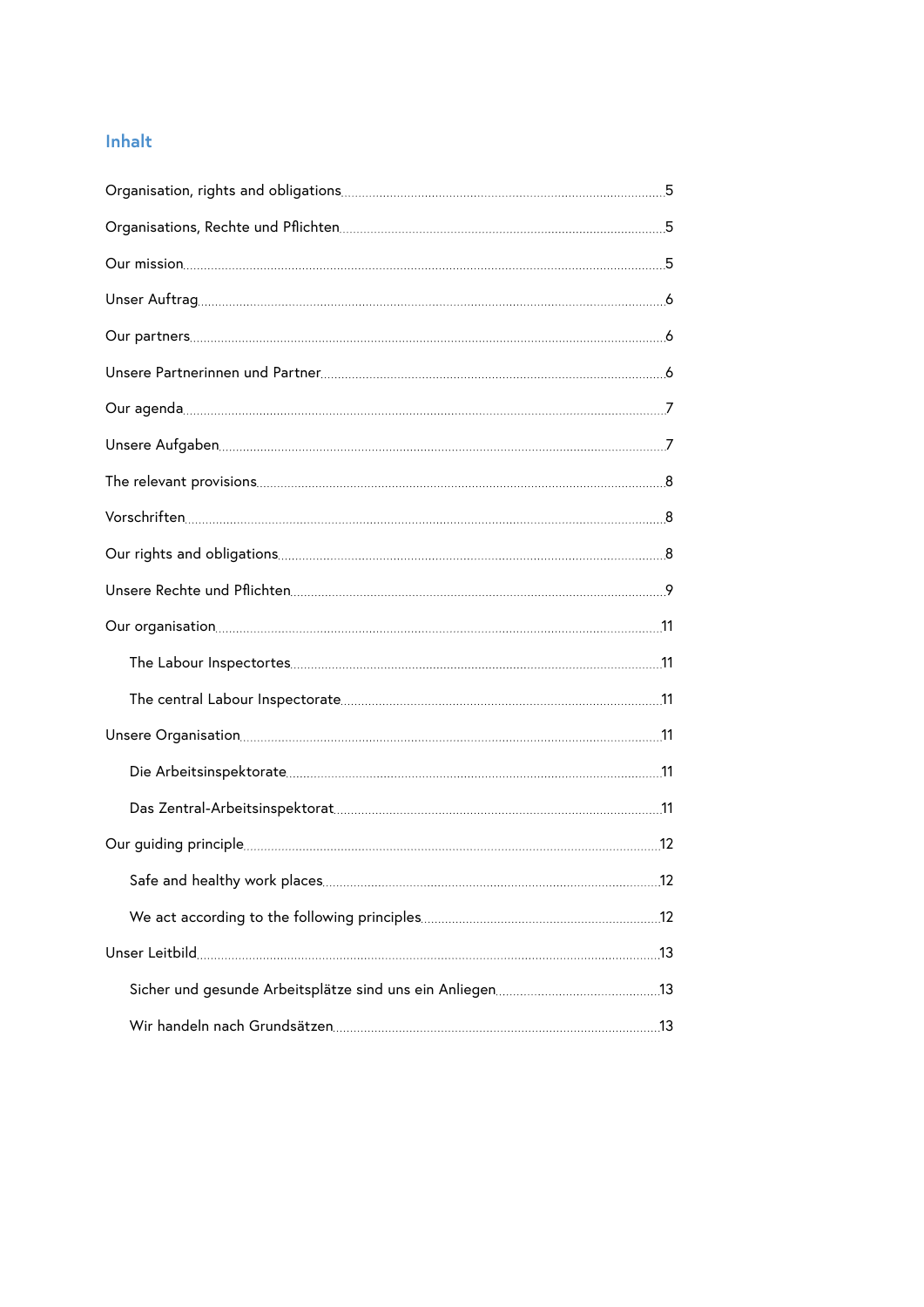## Inhalt

Organisation, rights and obligations ..... 5

Organisations, Rechte und Pflichten ..... 5

Our mission ..... 5

Unser Auftrag ..... 6

Our partners ..... 6

Unsere Partnerinnen und Partner ..... 6

Our agenda ..... 7

Unsere Aufgaben ..... 7

The relevant provisions ..... 8

Vorschriften ..... 8

Our rights and obligations ..... 8

Unsere Rechte und Pflichten ..... 9

Our organisation ..... 11

- The Labour Inspectortes ..... 11
- The central Labour Inspectorate ..... 11

Unsere Organisation ..... 11

- Die Arbeitsinspektorate ..... 11
- Das Zentral-Arbeitsinspektorat ..... 11

Our guiding principle ..... 12

- Safe and healthy work places ..... 12
- We act according to the following principles ..... 12

Unser Leitbild ..... 13

- Sicher und gesunde Arbeitsplätze sind uns ein Anliegen ..... 13
- Wir handeln nach Grundsätzen ..... 13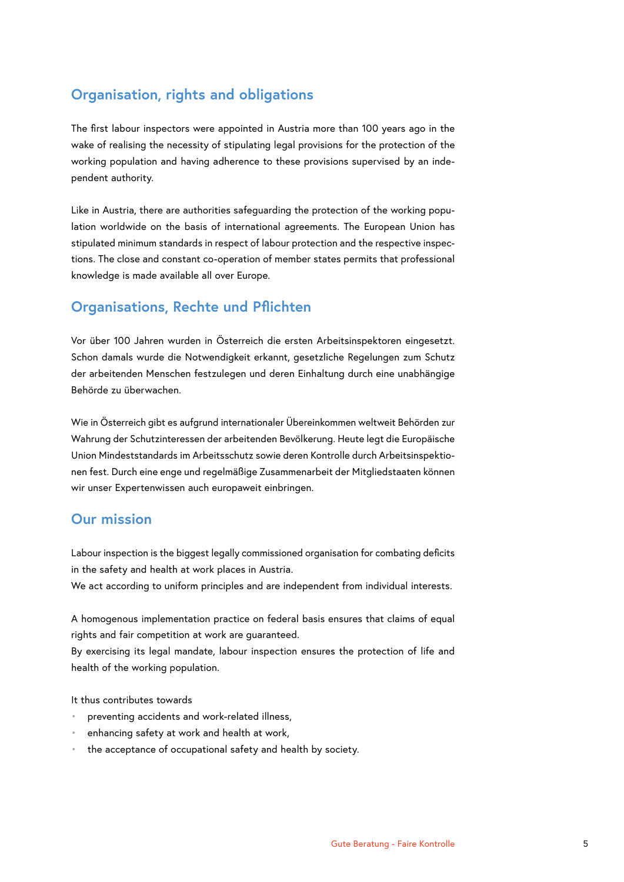## Organisation, rights and obligations

The first labour inspectors were appointed in Austria more than 100 years ago in the wake of realising the necessity of stipulating legal provisions for the protection of the working population and having adherence to these provisions supervised by an independent authority.

Like in Austria, there are authorities safeguarding the protection of the working population worldwide on the basis of international agreements. The European Union has stipulated minimum standards in respect of labour protection and the respective inspections. The close and constant co-operation of member states permits that professional knowledge is made available all over Europe.

## Organisations, Rechte und Pflichten

Vor über 100 Jahren wurden in Österreich die ersten Arbeitsinspektoren eingesetzt. Schon damals wurde die Notwendigkeit erkannt, gesetzliche Regelungen zum Schutz der arbeitenden Menschen festzulegen und deren Einhaltung durch eine unabhängige Behörde zu überwachen.

Wie in Österreich gibt es aufgrund internationaler Übereinkommen weltweit Behörden zur Wahrung der Schutzinteressen der arbeitenden Bevölkerung. Heute legt die Europäische Union Mindeststandards im Arbeitsschutz sowie deren Kontrolle durch Arbeitsinspektionen fest. Durch eine enge und regelmäßige Zusammenarbeit der Mitgliedstaaten können wir unser Expertenwissen auch europaweit einbringen.

## Our mission

Labour inspection is the biggest legally commissioned organisation for combating deficits in the safety and health at work places in Austria.
We act according to uniform principles and are independent from individual interests.

A homogenous implementation practice on federal basis ensures that claims of equal rights and fair competition at work are guaranteed.
By exercising its legal mandate, labour inspection ensures the protection of life and health of the working population.

It thus contributes towards

- preventing accidents and work-related illness,
- enhancing safety at work and health at work,
- the acceptance of occupational safety and health by society.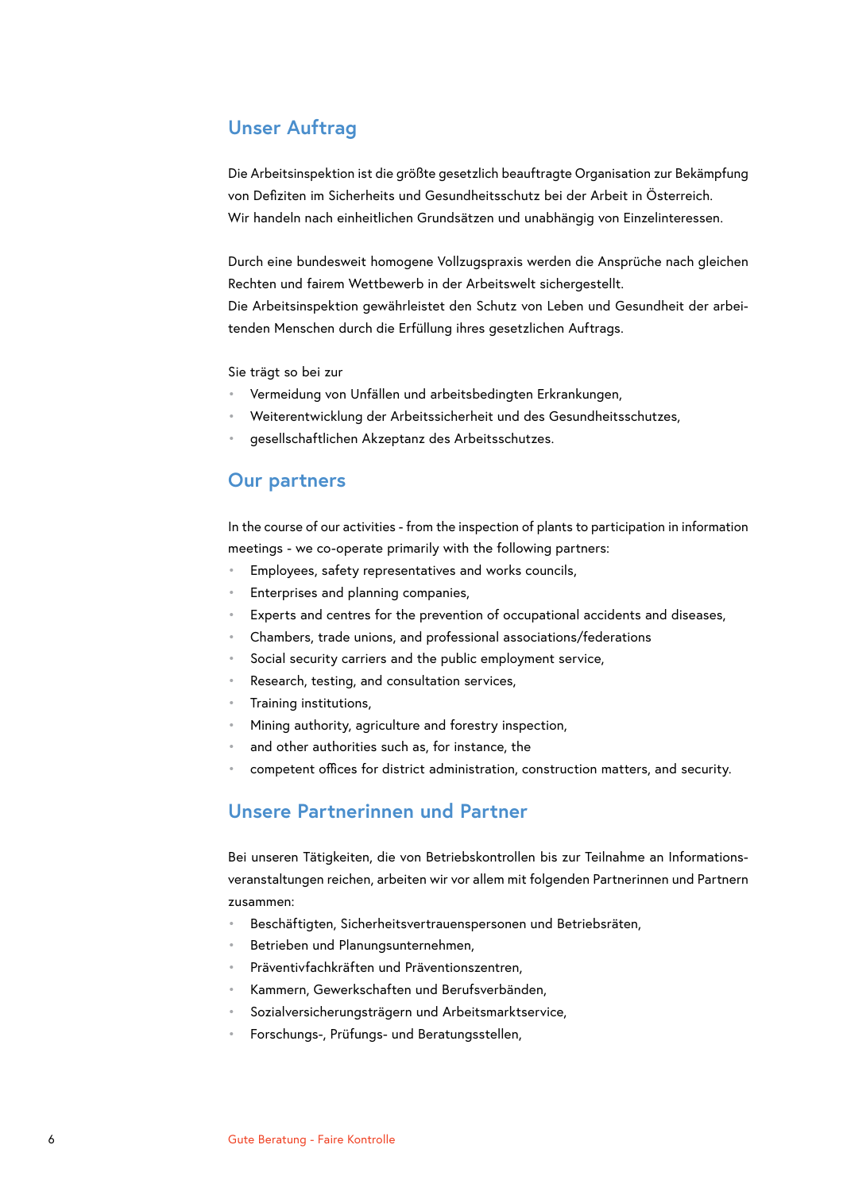## Unser Auftrag

Die Arbeitsinspektion ist die größte gesetzlich beauftragte Organisation zur Bekämpfung von Defiziten im Sicherheits und Gesundheitsschutz bei der Arbeit in Österreich. Wir handeln nach einheitlichen Grundsätzen und unabhängig von Einzelinteressen.

Durch eine bundesweit homogene Vollzugspraxis werden die Ansprüche nach gleichen Rechten und fairem Wettbewerb in der Arbeitswelt sichergestellt.
Die Arbeitsinspektion gewährleistet den Schutz von Leben und Gesundheit der arbeitenden Menschen durch die Erfüllung ihres gesetzlichen Auftrags.

Sie trägt so bei zur

- Vermeidung von Unfällen und arbeitsbedingten Erkrankungen,
- Weiterentwicklung der Arbeitssicherheit und des Gesundheitsschutzes,
- gesellschaftlichen Akzeptanz des Arbeitsschutzes.

## Our partners

In the course of our activities - from the inspection of plants to participation in information meetings - we co-operate primarily with the following partners:

- Employees, safety representatives and works councils,
- Enterprises and planning companies,
- Experts and centres for the prevention of occupational accidents and diseases,
- Chambers, trade unions, and professional associations/federations
- Social security carriers and the public employment service,
- Research, testing, and consultation services,
- Training institutions,
- Mining authority, agriculture and forestry inspection,
- and other authorities such as, for instance, the
- competent offices for district administration, construction matters, and security.

## Unsere Partnerinnen und Partner

Bei unseren Tätigkeiten, die von Betriebskontrollen bis zur Teilnahme an Informationsveranstaltungen reichen, arbeiten wir vor allem mit folgenden Partnerinnen und Partnern zusammen:

- Beschäftigten, Sicherheitsvertrauenspersonen und Betriebsräten,
- Betrieben und Planungsunternehmen,
- Präventivfachkräften und Präventionszentren,
- Kammern, Gewerkschaften und Berufsverbänden,
- Sozialversicherungsträgern und Arbeitsmarktservice,
- Forschungs-, Prüfungs- und Beratungsstellen,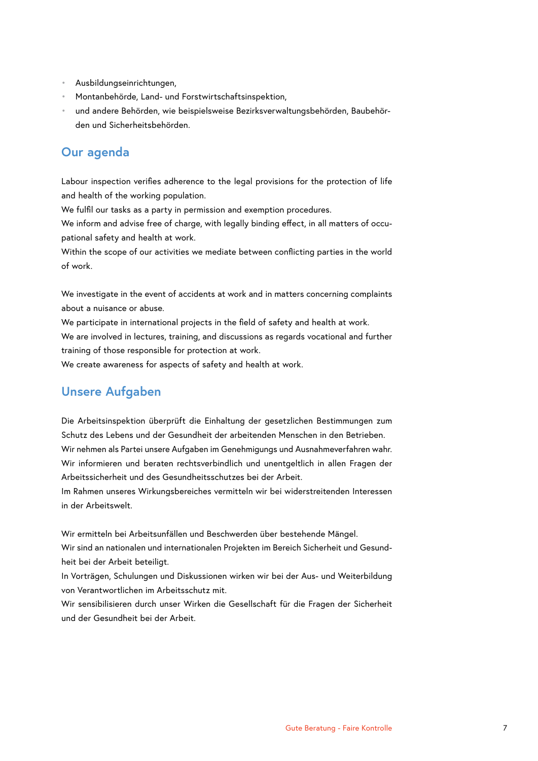- Ausbildungseinrichtungen,
- Montanbehörde, Land- und Forstwirtschaftsinspektion,
- und andere Behörden, wie beispielsweise Bezirksverwaltungsbehörden, Baubehörden und Sicherheitsbehörden.

## Our agenda

Labour inspection verifies adherence to the legal provisions for the protection of life and health of the working population.
We fulfil our tasks as a party in permission and exemption procedures.
We inform and advise free of charge, with legally binding effect, in all matters of occupational safety and health at work.
Within the scope of our activities we mediate between conflicting parties in the world of work.

We investigate in the event of accidents at work and in matters concerning complaints about a nuisance or abuse.
We participate in international projects in the field of safety and health at work.
We are involved in lectures, training, and discussions as regards vocational and further training of those responsible for protection at work.
We create awareness for aspects of safety and health at work.

## Unsere Aufgaben

Die Arbeitsinspektion überprüft die Einhaltung der gesetzlichen Bestimmungen zum Schutz des Lebens und der Gesundheit der arbeitenden Menschen in den Betrieben.
Wir nehmen als Partei unsere Aufgaben im Genehmigungs und Ausnahmeverfahren wahr.
Wir informieren und beraten rechtsverbindlich und unentgeltlich in allen Fragen der Arbeitssicherheit und des Gesundheitsschutzes bei der Arbeit.
Im Rahmen unseres Wirkungsbereiches vermitteln wir bei widerstreitenden Interessen in der Arbeitswelt.

Wir ermitteln bei Arbeitsunfällen und Beschwerden über bestehende Mängel.
Wir sind an nationalen und internationalen Projekten im Bereich Sicherheit und Gesundheit bei der Arbeit beteiligt.
In Vorträgen, Schulungen und Diskussionen wirken wir bei der Aus- und Weiterbildung von Verantwortlichen im Arbeitsschutz mit.
Wir sensibilisieren durch unser Wirken die Gesellschaft für die Fragen der Sicherheit und der Gesundheit bei der Arbeit.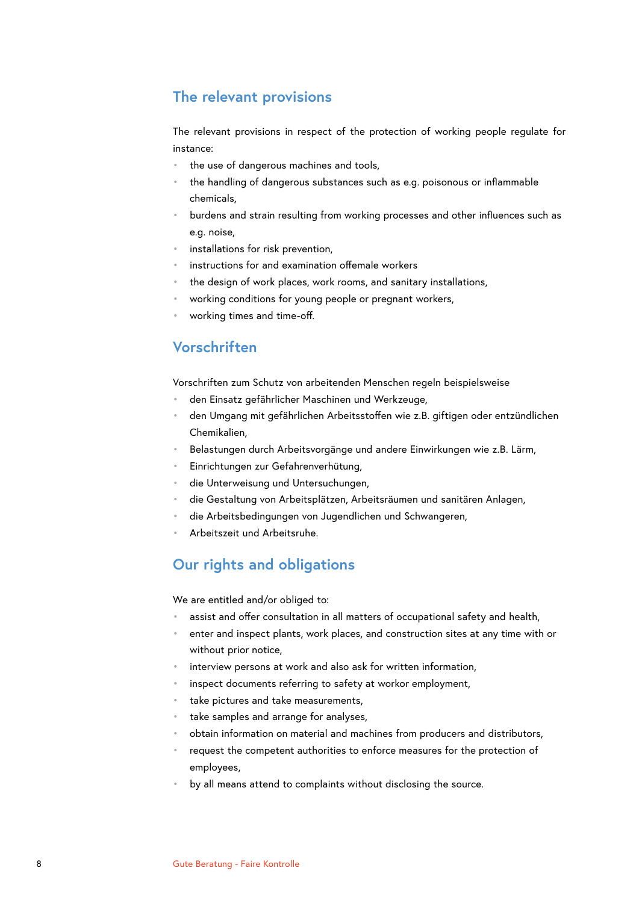## The relevant provisions

The relevant provisions in respect of the protection of working people regulate for instance:

- the use of dangerous machines and tools,
- the handling of dangerous substances such as e.g. poisonous or inflammable chemicals,
- burdens and strain resulting from working processes and other influences such as e.g. noise,
- installations for risk prevention,
- instructions for and examination offemale workers
- the design of work places, work rooms, and sanitary installations,
- working conditions for young people or pregnant workers,
- working times and time-off.

## Vorschriften

Vorschriften zum Schutz von arbeitenden Menschen regeln beispielsweise

- den Einsatz gefährlicher Maschinen und Werkzeuge,
- den Umgang mit gefährlichen Arbeitsstoffen wie z.B. giftigen oder entzündlichen Chemikalien,
- Belastungen durch Arbeitsvorgänge und andere Einwirkungen wie z.B. Lärm,
- Einrichtungen zur Gefahrenverhütung,
- die Unterweisung und Untersuchungen,
- die Gestaltung von Arbeitsplätzen, Arbeitsräumen und sanitären Anlagen,
- die Arbeitsbedingungen von Jugendlichen und Schwangeren,
- Arbeitszeit und Arbeitsruhe.

## Our rights and obligations

We are entitled and/or obliged to:

- assist and offer consultation in all matters of occupational safety and health,
- enter and inspect plants, work places, and construction sites at any time with or without prior notice,
- interview persons at work and also ask for written information,
- inspect documents referring to safety at workor employment,
- take pictures and take measurements,
- take samples and arrange for analyses,
- obtain information on material and machines from producers and distributors,
- request the competent authorities to enforce measures for the protection of employees,
- by all means attend to complaints without disclosing the source.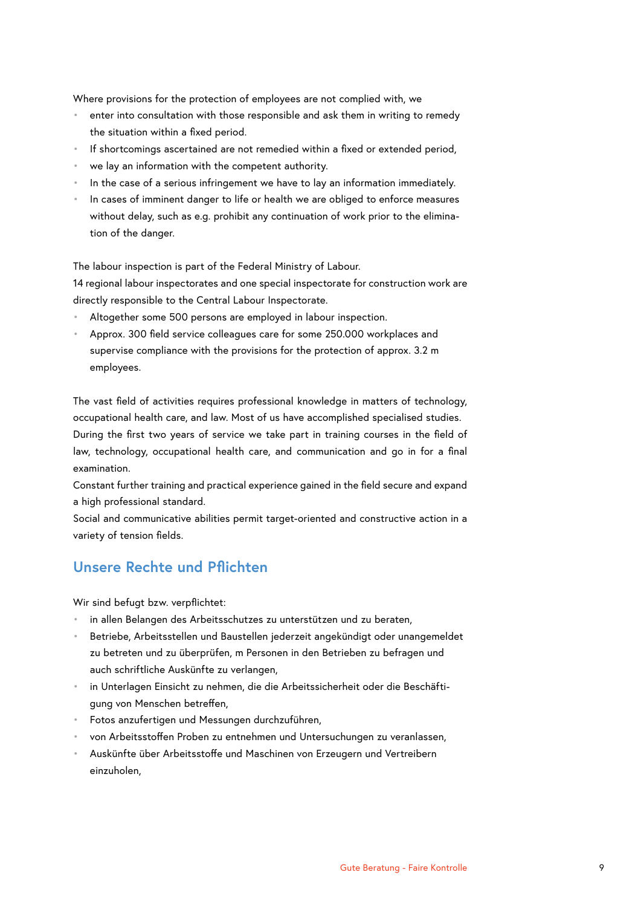Where provisions for the protection of employees are not complied with, we

- enter into consultation with those responsible and ask them in writing to remedy the situation within a fixed period.
- If shortcomings ascertained are not remedied within a fixed or extended period,
- we lay an information with the competent authority.
- In the case of a serious infringement we have to lay an information immediately.
- In cases of imminent danger to life or health we are obliged to enforce measures without delay, such as e.g. prohibit any continuation of work prior to the elimination of the danger.

The labour inspection is part of the Federal Ministry of Labour.
14 regional labour inspectorates and one special inspectorate for construction work are directly responsible to the Central Labour Inspectorate.

- Altogether some 500 persons are employed in labour inspection.
- Approx. 300 field service colleagues care for some 250.000 workplaces and supervise compliance with the provisions for the protection of approx. 3.2 m employees.

The vast field of activities requires professional knowledge in matters of technology, occupational health care, and law. Most of us have accomplished specialised studies. During the first two years of service we take part in training courses in the field of law, technology, occupational health care, and communication and go in for a final examination.
Constant further training and practical experience gained in the field secure and expand a high professional standard.
Social and communicative abilities permit target-oriented and constructive action in a variety of tension fields.

## Unsere Rechte und Pflichten

Wir sind befugt bzw. verpflichtet:

- in allen Belangen des Arbeitsschutzes zu unterstützen und zu beraten,
- Betriebe, Arbeitsstellen und Baustellen jederzeit angekündigt oder unangemeldet zu betreten und zu überprüfen, m Personen in den Betrieben zu befragen und auch schriftliche Auskünfte zu verlangen,
- in Unterlagen Einsicht zu nehmen, die die Arbeitssicherheit oder die Beschäftigung von Menschen betreffen,
- Fotos anzufertigen und Messungen durchzuführen,
- von Arbeitsstoffen Proben zu entnehmen und Untersuchungen zu veranlassen,
- Auskünfte über Arbeitsstoffe und Maschinen von Erzeugern und Vertreibern einzuholen,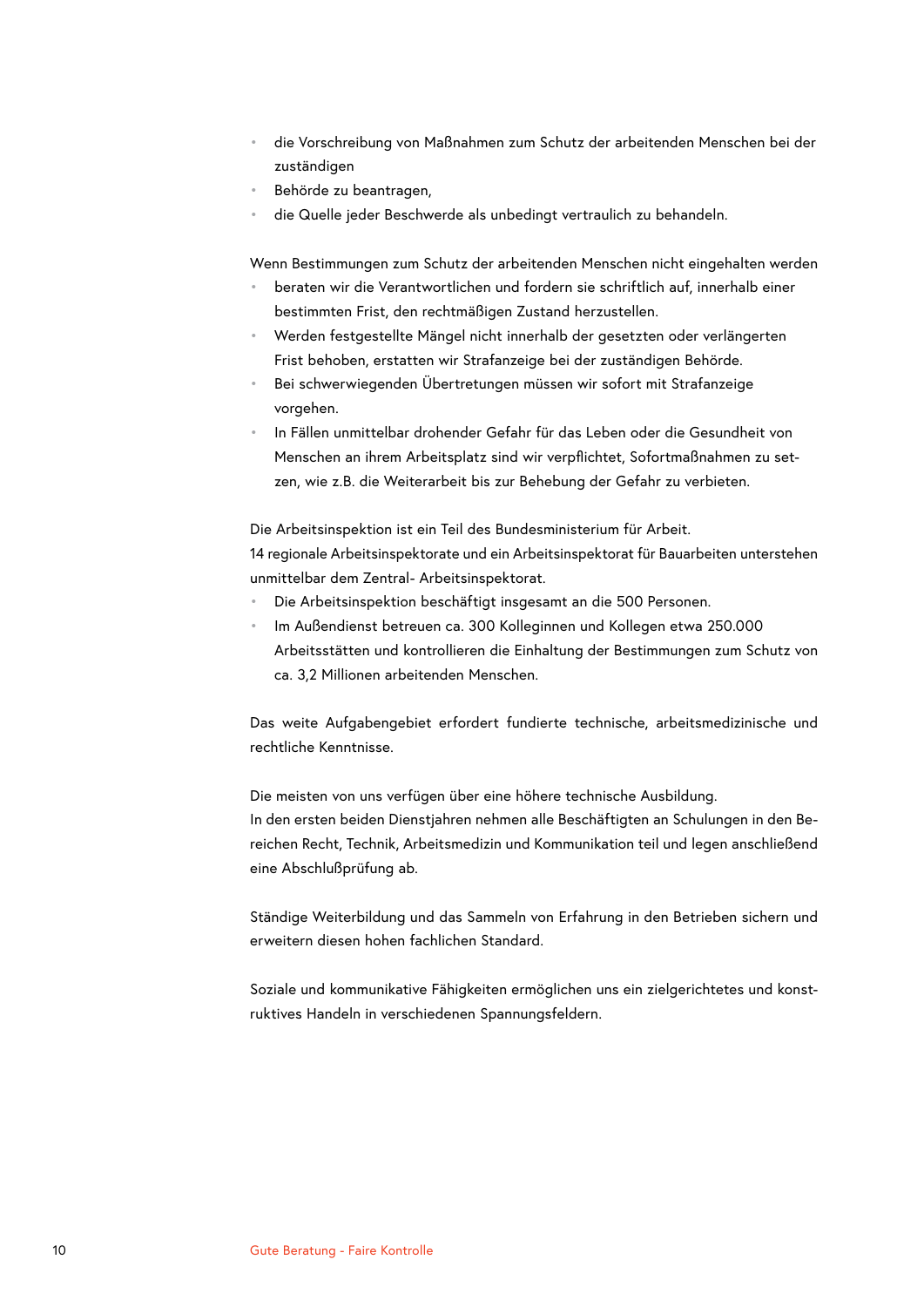- die Vorschreibung von Maßnahmen zum Schutz der arbeitenden Menschen bei der zuständigen
- Behörde zu beantragen,
- die Quelle jeder Beschwerde als unbedingt vertraulich zu behandeln.

Wenn Bestimmungen zum Schutz der arbeitenden Menschen nicht eingehalten werden

- beraten wir die Verantwortlichen und fordern sie schriftlich auf, innerhalb einer bestimmten Frist, den rechtmäßigen Zustand herzustellen.
- Werden festgestellte Mängel nicht innerhalb der gesetzten oder verlängerten Frist behoben, erstatten wir Strafanzeige bei der zuständigen Behörde.
- Bei schwerwiegenden Übertretungen müssen wir sofort mit Strafanzeige vorgehen.
- In Fällen unmittelbar drohender Gefahr für das Leben oder die Gesundheit von Menschen an ihrem Arbeitsplatz sind wir verpflichtet, Sofortmaßnahmen zu setzen, wie z.B. die Weiterarbeit bis zur Behebung der Gefahr zu verbieten.

Die Arbeitsinspektion ist ein Teil des Bundesministerium für Arbeit.
14 regionale Arbeitsinspektorate und ein Arbeitsinspektorat für Bauarbeiten unterstehen unmittelbar dem Zentral- Arbeitsinspektorat.

- Die Arbeitsinspektion beschäftigt insgesamt an die 500 Personen.
- Im Außendienst betreuen ca. 300 Kolleginnen und Kollegen etwa 250.000 Arbeitsstätten und kontrollieren die Einhaltung der Bestimmungen zum Schutz von ca. 3,2 Millionen arbeitenden Menschen.

Das weite Aufgabengebiet erfordert fundierte technische, arbeitsmedizinische und rechtliche Kenntnisse.

Die meisten von uns verfügen über eine höhere technische Ausbildung.
In den ersten beiden Dienstjahren nehmen alle Beschäftigten an Schulungen in den Bereichen Recht, Technik, Arbeitsmedizin und Kommunikation teil und legen anschließend eine Abschlußprüfung ab.

Ständige Weiterbildung und das Sammeln von Erfahrung in den Betrieben sichern und erweitern diesen hohen fachlichen Standard.

Soziale und kommunikative Fähigkeiten ermöglichen uns ein zielgerichtetes und konstruktives Handeln in verschiedenen Spannungsfeldern.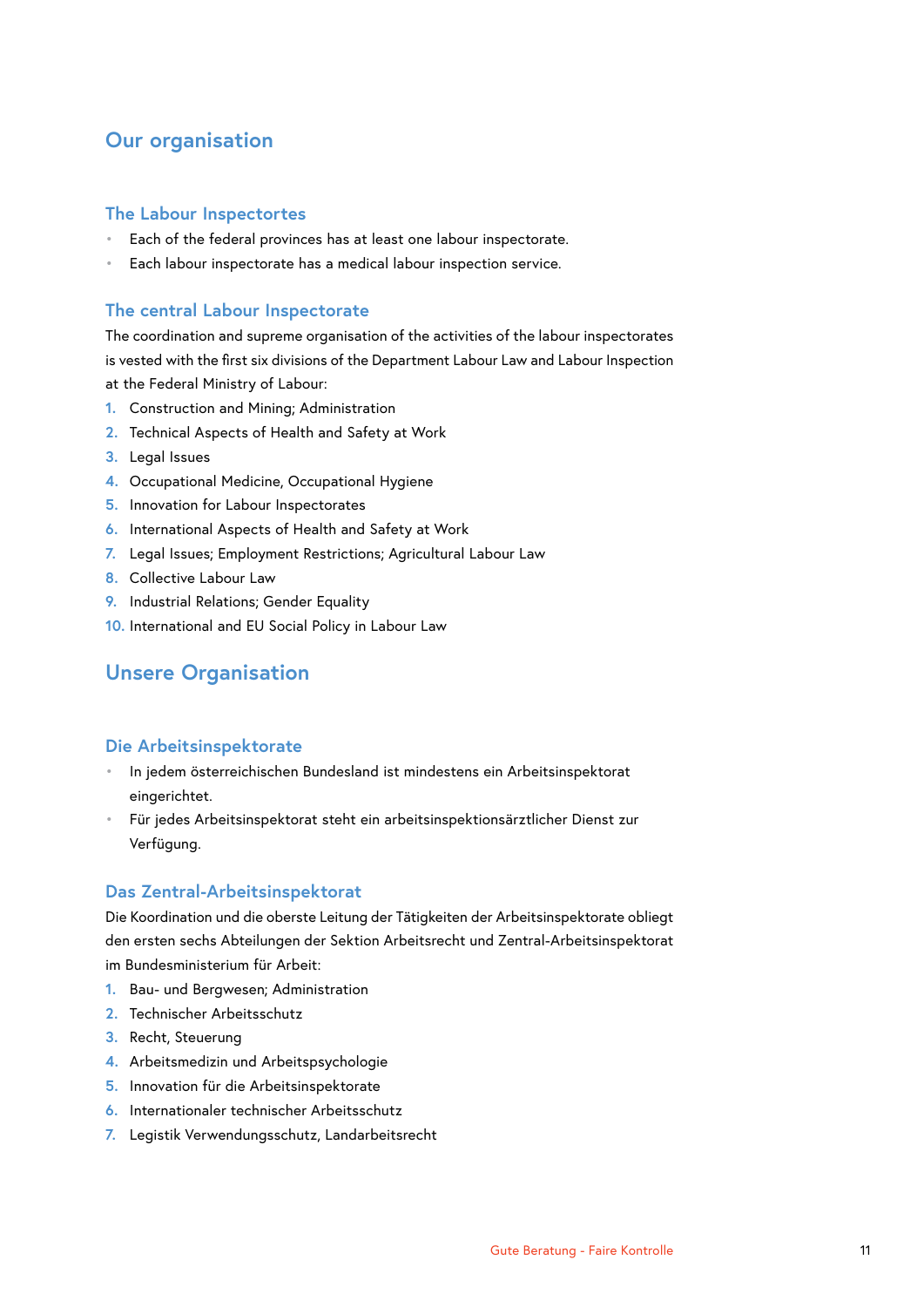## Our organisation

### The Labour Inspectortes

- Each of the federal provinces has at least one labour inspectorate.
- Each labour inspectorate has a medical labour inspection service.

### The central Labour Inspectorate

The coordination and supreme organisation of the activities of the labour inspectorates is vested with the first six divisions of the Department Labour Law and Labour Inspection at the Federal Ministry of Labour:

1. Construction and Mining; Administration
2. Technical Aspects of Health and Safety at Work
3. Legal Issues
4. Occupational Medicine, Occupational Hygiene
5. Innovation for Labour Inspectorates
6. International Aspects of Health and Safety at Work
7. Legal Issues; Employment Restrictions; Agricultural Labour Law
8. Collective Labour Law
9. Industrial Relations; Gender Equality
10. International and EU Social Policy in Labour Law

## Unsere Organisation

### Die Arbeitsinspektorate

- In jedem österreichischen Bundesland ist mindestens ein Arbeitsinspektorat eingerichtet.
- Für jedes Arbeitsinspektorat steht ein arbeitsinspektionsärztlicher Dienst zur Verfügung.

### Das Zentral-Arbeitsinspektorat

Die Koordination und die oberste Leitung der Tätigkeiten der Arbeitsinspektorate obliegt den ersten sechs Abteilungen der Sektion Arbeitsrecht und Zentral-Arbeitsinspektorat im Bundesministerium für Arbeit:

1. Bau- und Bergwesen; Administration
2. Technischer Arbeitsschutz
3. Recht, Steuerung
4. Arbeitsmedizin und Arbeitspsychologie
5. Innovation für die Arbeitsinspektorate
6. Internationaler technischer Arbeitsschutz
7. Legistik Verwendungsschutz, Landarbeitsrecht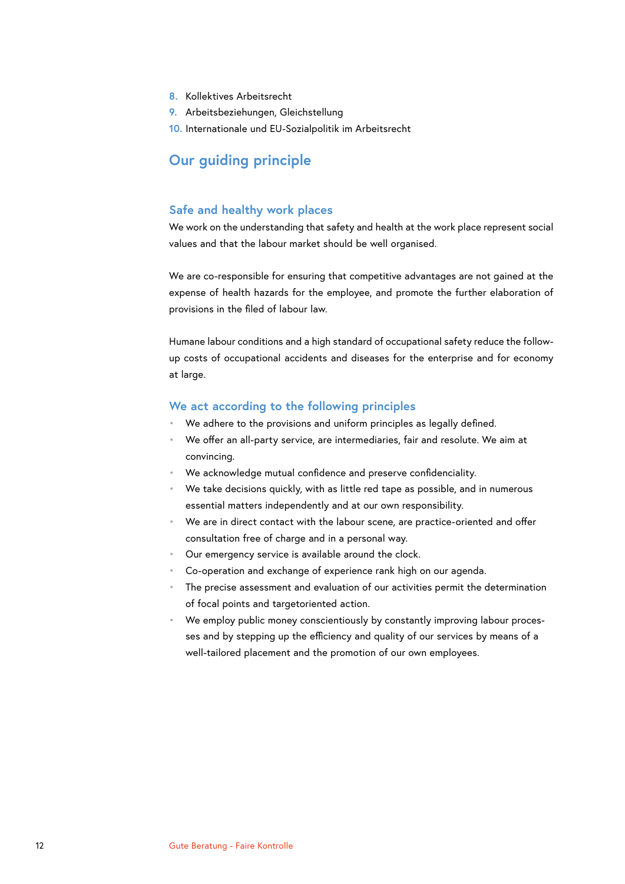8. Kollektives Arbeitsrecht
9. Arbeitsbeziehungen, Gleichstellung
10. Internationale und EU-Sozialpolitik im Arbeitsrecht

## Our guiding principle

### Safe and healthy work places

We work on the understanding that safety and health at the work place represent social values and that the labour market should be well organised.

We are co-responsible for ensuring that competitive advantages are not gained at the expense of health hazards for the employee, and promote the further elaboration of provisions in the filed of labour law.

Humane labour conditions and a high standard of occupational safety reduce the follow-up costs of occupational accidents and diseases for the enterprise and for economy at large.

### We act according to the following principles

- We adhere to the provisions and uniform principles as legally defined.
- We offer an all-party service, are intermediaries, fair and resolute. We aim at convincing.
- We acknowledge mutual confidence and preserve confidenciality.
- We take decisions quickly, with as little red tape as possible, and in numerous essential matters independently and at our own responsibility.
- We are in direct contact with the labour scene, are practice-oriented and offer consultation free of charge and in a personal way.
- Our emergency service is available around the clock.
- Co-operation and exchange of experience rank high on our agenda.
- The precise assessment and evaluation of our activities permit the determination of focal points and targetoriented action.
- We employ public money conscientiously by constantly improving labour processes and by stepping up the efficiency and quality of our services by means of a well-tailored placement and the promotion of our own employees.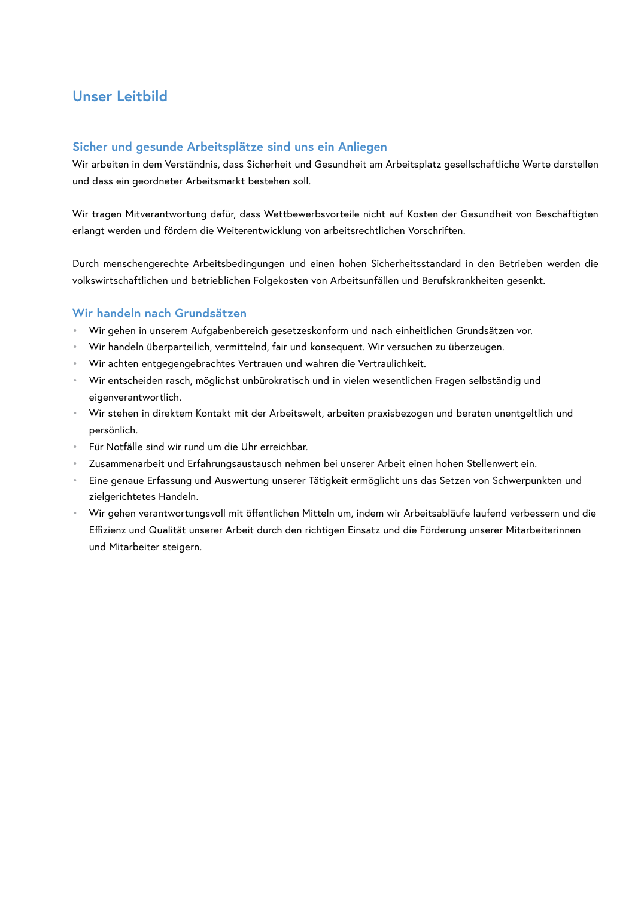# Unser Leitbild

## Sicher und gesunde Arbeitsplätze sind uns ein Anliegen

Wir arbeiten in dem Verständnis, dass Sicherheit und Gesundheit am Arbeitsplatz gesellschaftliche Werte darstellen und dass ein geordneter Arbeitsmarkt bestehen soll.

Wir tragen Mitverantwortung dafür, dass Wettbewerbsvorteile nicht auf Kosten der Gesundheit von Beschäftigten erlangt werden und fördern die Weiterentwicklung von arbeitsrechtlichen Vorschriften.

Durch menschengerechte Arbeitsbedingungen und einen hohen Sicherheitsstandard in den Betrieben werden die volkswirtschaftlichen und betrieblichen Folgekosten von Arbeitsunfällen und Berufskrankheiten gesenkt.

## Wir handeln nach Grundsätzen

- Wir gehen in unserem Aufgabenbereich gesetzeskonform und nach einheitlichen Grundsätzen vor.
- Wir handeln überparteilich, vermittelnd, fair und konsequent. Wir versuchen zu überzeugen.
- Wir achten entgegengebrachtes Vertrauen und wahren die Vertraulichkeit.
- Wir entscheiden rasch, möglichst unbürokratisch und in vielen wesentlichen Fragen selbständig und eigenverantwortlich.
- Wir stehen in direktem Kontakt mit der Arbeitswelt, arbeiten praxisbezogen und beraten unentgeltlich und persönlich.
- Für Notfälle sind wir rund um die Uhr erreichbar.
- Zusammenarbeit und Erfahrungsaustausch nehmen bei unserer Arbeit einen hohen Stellenwert ein.
- Eine genaue Erfassung und Auswertung unserer Tätigkeit ermöglicht uns das Setzen von Schwerpunkten und zielgerichtetes Handeln.
- Wir gehen verantwortungsvoll mit öffentlichen Mitteln um, indem wir Arbeitsabläufe laufend verbessern und die Effizienz und Qualität unserer Arbeit durch den richtigen Einsatz und die Förderung unserer Mitarbeiterinnen und Mitarbeiter steigern.